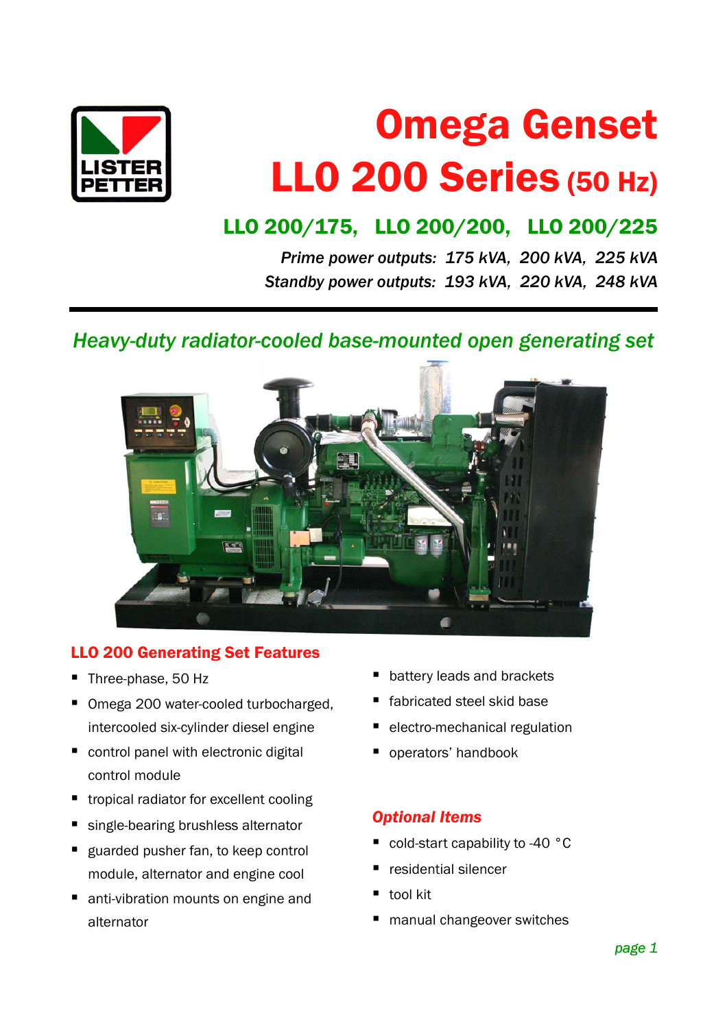# Omega Genset
# LLO 200 Series (50 Hz)

## LLO 200/175, LLO 200/200, LLO 200/225

*Prime power outputs: 175 kVA, 200 kVA, 225 kVA*
*Standby power outputs: 193 kVA, 220 kVA, 248 kVA*

---

## *Heavy-duty radiator-cooled base-mounted open generating set*

### LLO 200 Generating Set Features

- Three-phase, 50 Hz
- Omega 200 water-cooled turbocharged, intercooled six-cylinder diesel engine
- control panel with electronic digital control module
- tropical radiator for excellent cooling
- single-bearing brushless alternator
- guarded pusher fan, to keep control module, alternator and engine cool
- anti-vibration mounts on engine and alternator
- battery leads and brackets
- fabricated steel skid base
- electro-mechanical regulation
- operators' handbook

### *Optional Items*

- cold-start capability to -40 °C
- residential silencer
- tool kit
- manual changeover switches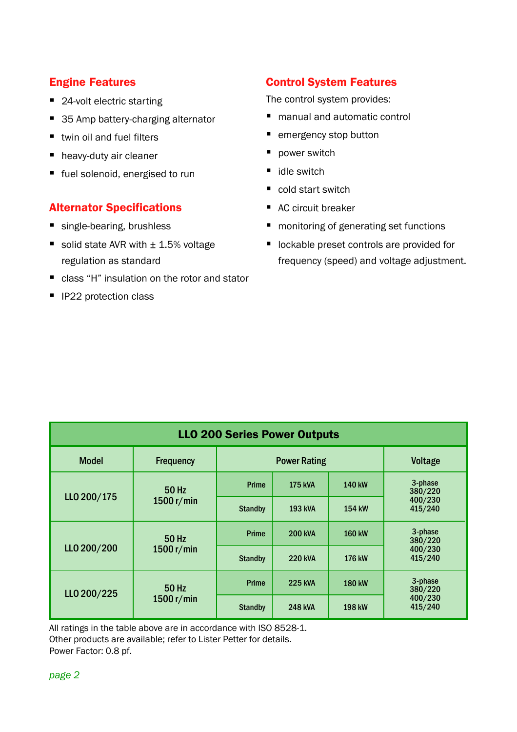## Engine Features

- 24-volt electric starting
- 35 Amp battery-charging alternator
- twin oil and fuel filters
- heavy-duty air cleaner
- fuel solenoid, energised to run

## Alternator Specifications

- single-bearing, brushless
- solid state AVR with ± 1.5% voltage regulation as standard
- class “H” insulation on the rotor and stator
- IP22 protection class

## Control System Features

The control system provides:

- manual and automatic control
- emergency stop button
- power switch
- idle switch
- cold start switch
- AC circuit breaker
- monitoring of generating set functions
- lockable preset controls are provided for frequency (speed) and voltage adjustment.

**LLO 200 Series Power Outputs**

| Model | Frequency | Power Rating | | | Voltage |
|---|---|---|---|---|---|
| LLO 200/175 | 50 Hz 1500 r/min | Prime | 175 kVA | 140 kW | 3-phase 380/220 400/230 415/240 |
| | | Standby | 193 kVA | 154 kW | |
| LLO 200/200 | 50 Hz 1500 r/min | Prime | 200 kVA | 160 kW | 3-phase 380/220 400/230 415/240 |
| | | Standby | 220 kVA | 176 kW | |
| LLO 200/225 | 50 Hz 1500 r/min | Prime | 225 kVA | 180 kW | 3-phase 380/220 400/230 415/240 |
| | | Standby | 248 kVA | 198 kW | |

All ratings in the table above are in accordance with ISO 8528-1.
Other products are available; refer to Lister Petter for details.
Power Factor: 0.8 pf.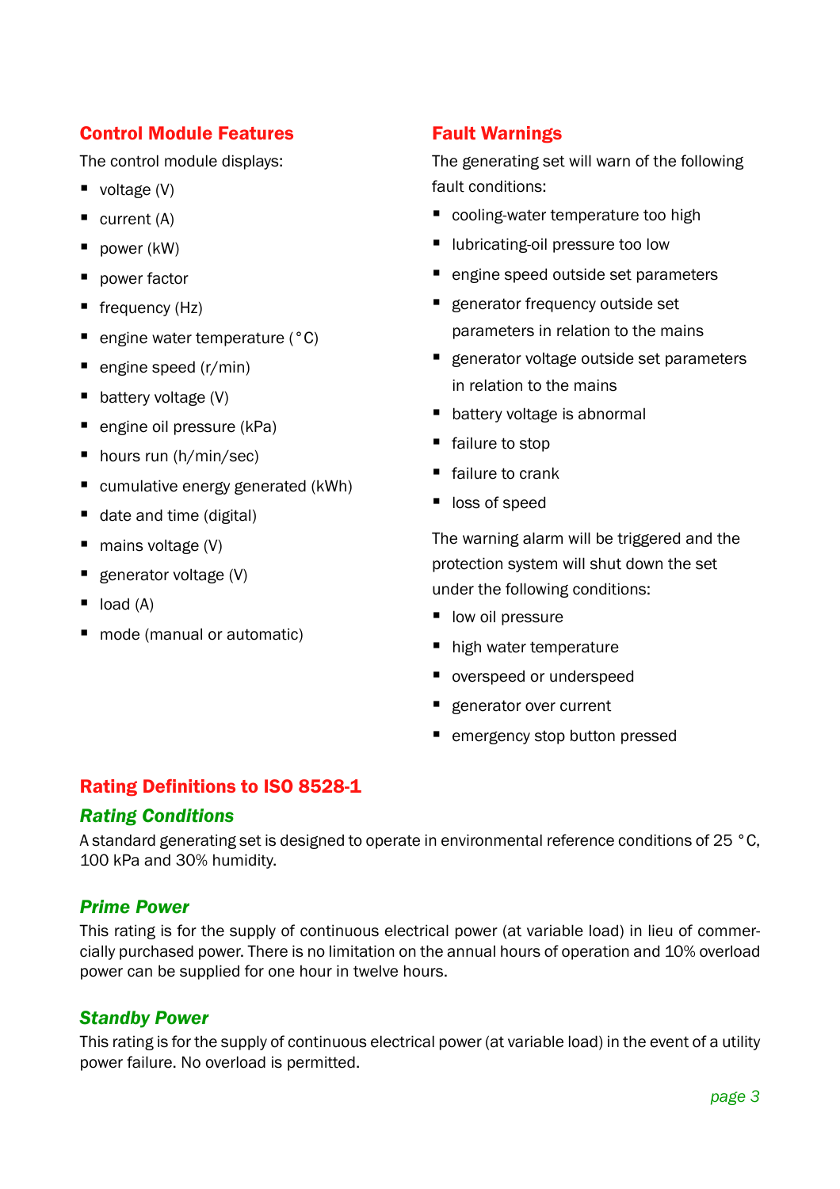## Control Module Features

The control module displays:

- voltage (V)
- current (A)
- power (kW)
- power factor
- frequency (Hz)
- engine water temperature (°C)
- engine speed (r/min)
- battery voltage (V)
- engine oil pressure (kPa)
- hours run (h/min/sec)
- cumulative energy generated (kWh)
- date and time (digital)
- mains voltage (V)
- generator voltage (V)
- load (A)
- mode (manual or automatic)

## Fault Warnings

The generating set will warn of the following fault conditions:

- cooling-water temperature too high
- lubricating-oil pressure too low
- engine speed outside set parameters
- generator frequency outside set parameters in relation to the mains
- generator voltage outside set parameters in relation to the mains
- battery voltage is abnormal
- failure to stop
- failure to crank
- loss of speed

The warning alarm will be triggered and the protection system will shut down the set under the following conditions:

- low oil pressure
- high water temperature
- overspeed or underspeed
- generator over current
- emergency stop button pressed

## Rating Definitions to ISO 8528-1

### *Rating Conditions*

A standard generating set is designed to operate in environmental reference conditions of 25 °C, 100 kPa and 30% humidity.

### *Prime Power*

This rating is for the supply of continuous electrical power (at variable load) in lieu of commercially purchased power. There is no limitation on the annual hours of operation and 10% overload power can be supplied for one hour in twelve hours.

### *Standby Power*

This rating is for the supply of continuous electrical power (at variable load) in the event of a utility power failure. No overload is permitted.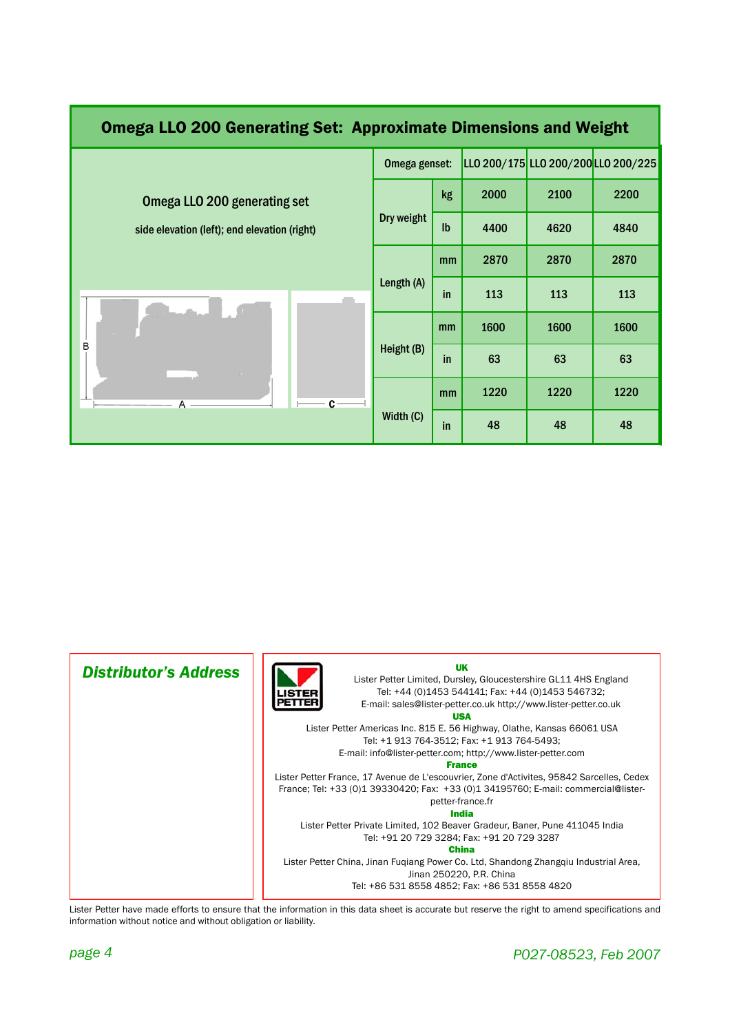## Omega LLO 200 Generating Set: Approximate Dimensions and Weight

Omega LLO 200 generating set

side elevation (left); end elevation (right)

B

A

C

| Omega genset: | | LLO 200/175 | LLO 200/200 | LLO 200/225 |
|---|---|---|---|---|
| Dry weight | kg | 2000 | 2100 | 2200 |
| | lb | 4400 | 4620 | 4840 |
| Length (A) | mm | 2870 | 2870 | 2870 |
| | in | 113 | 113 | 113 |
| Height (B) | mm | 1600 | 1600 | 1600 |
| | in | 63 | 63 | 63 |
| Width (C) | mm | 1220 | 1220 | 1220 |
| | in | 48 | 48 | 48 |

### *Distributor's Address*

**UK**
Lister Petter Limited, Dursley, Gloucestershire GL11 4HS England
Tel: +44 (0)1453 544141; Fax: +44 (0)1453 546732;
E-mail: sales@lister-petter.co.uk http://www.lister-petter.co.uk

**USA**
Lister Petter Americas Inc. 815 E. 56 Highway, Olathe, Kansas 66061 USA
Tel: +1 913 764-3512; Fax: +1 913 764-5493;
E-mail: info@lister-petter.com; http://www.lister-petter.com

**France**
Lister Petter France, 17 Avenue de L'escouvrier, Zone d'Activites, 95842 Sarcelles, Cedex France; Tel: +33 (0)1 39330420; Fax: +33 (0)1 34195760; E-mail: commercial@lister-petter-france.fr

**India**
Lister Petter Private Limited, 102 Beaver Gradeur, Baner, Pune 411045 India
Tel: +91 20 729 3284; Fax: +91 20 729 3287

**China**
Lister Petter China, Jinan Fuqiang Power Co. Ltd, Shandong Zhangqiu Industrial Area, Jinan 250220, P.R. China
Tel: +86 531 8558 4852; Fax: +86 531 8558 4820

Lister Petter have made efforts to ensure that the information in this data sheet is accurate but reserve the right to amend specifications and information without notice and without obligation or liability.

*P027-08523, Feb 2007*